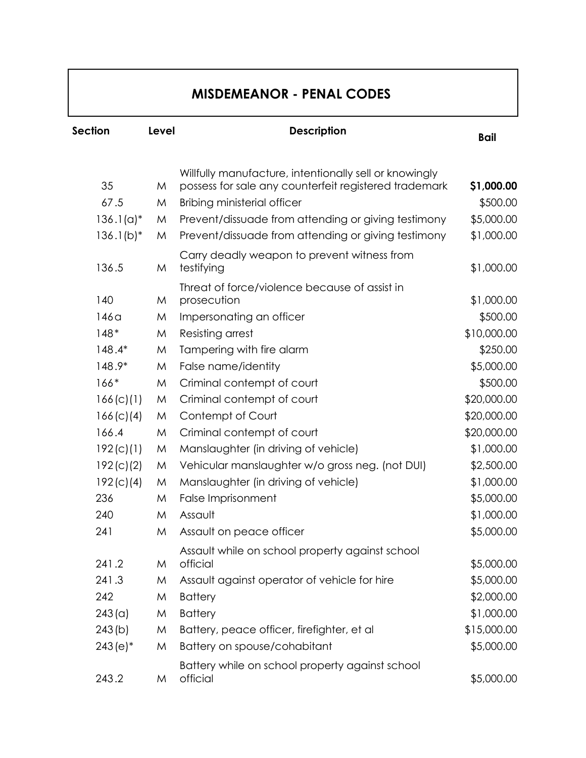# MISDEMEANOR - PENAL CODES

| Section | Level | Description | Bail |
|---|---|---|---|
| 35 | M | Willfully manufacture, intentionally sell or knowingly possess for sale any counterfeit registered trademark | **$1,000.00** |
| 67.5 | M | Bribing ministerial officer | $500.00 |
| 136.1(a)* | M | Prevent/dissuade from attending or giving testimony | $5,000.00 |
| 136.1(b)* | M | Prevent/dissuade from attending or giving testimony | $1,000.00 |
| 136.5 | M | Carry deadly weapon to prevent witness from testifying | $1,000.00 |
| 140 | M | Threat of force/violence because of assist in prosecution | $1,000.00 |
| 146a | M | Impersonating an officer | $500.00 |
| 148* | M | Resisting arrest | $10,000.00 |
| 148.4* | M | Tampering with fire alarm | $250.00 |
| 148.9* | M | False name/identity | $5,000.00 |
| 166* | M | Criminal contempt of court | $500.00 |
| 166(c)(1) | M | Criminal contempt of court | $20,000.00 |
| 166(c)(4) | M | Contempt of Court | $20,000.00 |
| 166.4 | M | Criminal contempt of court | $20,000.00 |
| 192(c)(1) | M | Manslaughter (in driving of vehicle) | $1,000.00 |
| 192(c)(2) | M | Vehicular manslaughter w/o gross neg. (not DUI) | $2,500.00 |
| 192(c)(4) | M | Manslaughter (in driving of vehicle) | $1,000.00 |
| 236 | M | False Imprisonment | $5,000.00 |
| 240 | M | Assault | $1,000.00 |
| 241 | M | Assault on peace officer | $5,000.00 |
| 241.2 | M | Assault while on school property against school official | $5,000.00 |
| 241.3 | M | Assault against operator of vehicle for hire | $5,000.00 |
| 242 | M | Battery | $2,000.00 |
| 243(a) | M | Battery | $1,000.00 |
| 243(b) | M | Battery, peace officer, firefighter, et al | $15,000.00 |
| 243(e)* | M | Battery on spouse/cohabitant | $5,000.00 |
| 243.2 | M | Battery while on school property against school official | $5,000.00 |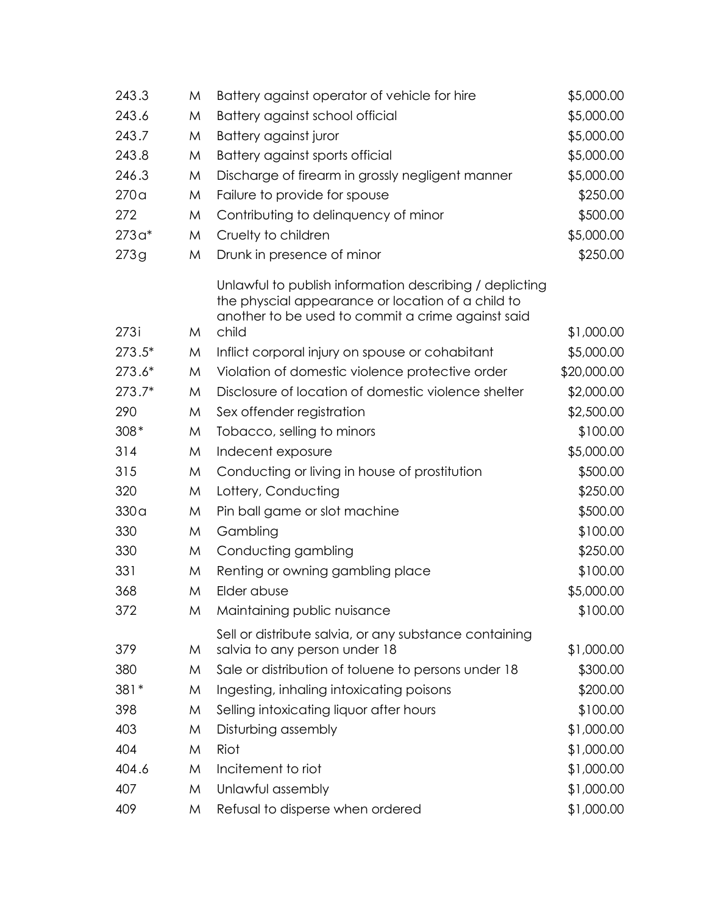| | | | |
|---|---|---|---|
| 243.3 | M | Battery against operator of vehicle for hire | $5,000.00 |
| 243.6 | M | Battery against school official | $5,000.00 |
| 243.7 | M | Battery against juror | $5,000.00 |
| 243.8 | M | Battery against sports official | $5,000.00 |
| 246.3 | M | Discharge of firearm in grossly negligent manner | $5,000.00 |
| 270a | M | Failure to provide for spouse | $250.00 |
| 272 | M | Contributing to delinquency of minor | $500.00 |
| 273a* | M | Cruelty to children | $5,000.00 |
| 273g | M | Drunk in presence of minor | $250.00 |
| 273i | M | Unlawful to publish information describing / deplicting the physcial appearance or location of a child to another to be used to commit a crime against said child | $1,000.00 |
| 273.5* | M | Inflict corporal injury on spouse or cohabitant | $5,000.00 |
| 273.6* | M | Violation of domestic violence protective order | $20,000.00 |
| 273.7* | M | Disclosure of location of domestic violence shelter | $2,000.00 |
| 290 | M | Sex offender registration | $2,500.00 |
| 308* | M | Tobacco, selling to minors | $100.00 |
| 314 | M | Indecent exposure | $5,000.00 |
| 315 | M | Conducting or living in house of prostitution | $500.00 |
| 320 | M | Lottery, Conducting | $250.00 |
| 330a | M | Pin ball game or slot machine | $500.00 |
| 330 | M | Gambling | $100.00 |
| 330 | M | Conducting gambling | $250.00 |
| 331 | M | Renting or owning gambling place | $100.00 |
| 368 | M | Elder abuse | $5,000.00 |
| 372 | M | Maintaining public nuisance | $100.00 |
| 379 | M | Sell or distribute salvia, or any substance containing salvia to any person under 18 | $1,000.00 |
| 380 | M | Sale or distribution of toluene to persons under 18 | $300.00 |
| 381* | M | Ingesting, inhaling intoxicating poisons | $200.00 |
| 398 | M | Selling intoxicating liquor after hours | $100.00 |
| 403 | M | Disturbing assembly | $1,000.00 |
| 404 | M | Riot | $1,000.00 |
| 404.6 | M | Incitement to riot | $1,000.00 |
| 407 | M | Unlawful assembly | $1,000.00 |
| 409 | M | Refusal to disperse when ordered | $1,000.00 |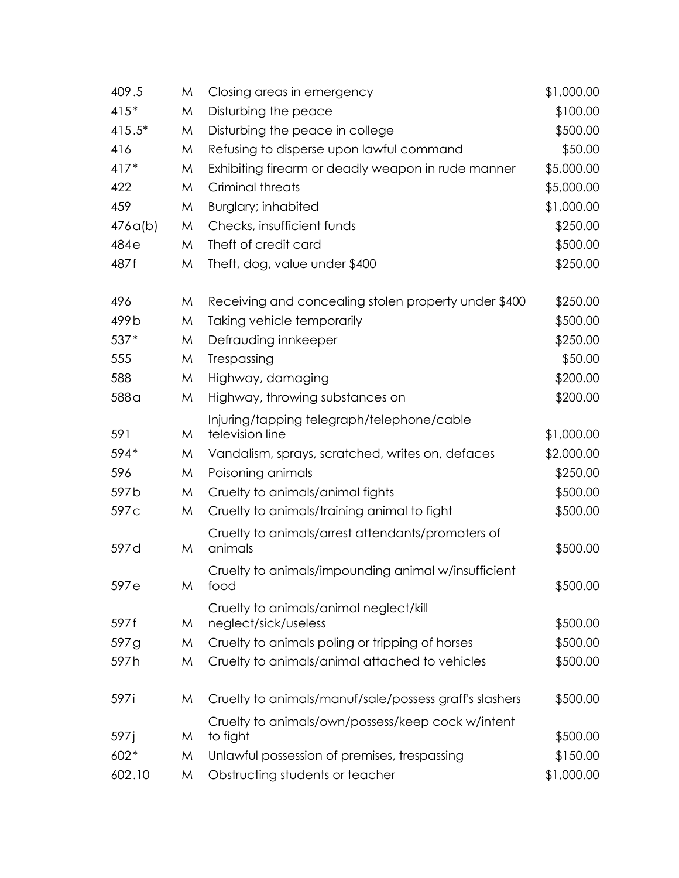| | | | |
|---|---|---|---|
| 409.5 | M | Closing areas in emergency | $1,000.00 |
| 415* | M | Disturbing the peace | $100.00 |
| 415.5* | M | Disturbing the peace in college | $500.00 |
| 416 | M | Refusing to disperse upon lawful command | $50.00 |
| 417* | M | Exhibiting firearm or deadly weapon in rude manner | $5,000.00 |
| 422 | M | Criminal threats | $5,000.00 |
| 459 | M | Burglary; inhabited | $1,000.00 |
| 476a(b) | M | Checks, insufficient funds | $250.00 |
| 484e | M | Theft of credit card | $500.00 |
| 487f | M | Theft, dog, value under $400 | $250.00 |
| 496 | M | Receiving and concealing stolen property under $400 | $250.00 |
| 499b | M | Taking vehicle temporarily | $500.00 |
| 537* | M | Defrauding innkeeper | $250.00 |
| 555 | M | Trespassing | $50.00 |
| 588 | M | Highway, damaging | $200.00 |
| 588a | M | Highway, throwing substances on | $200.00 |
| 591 | M | Injuring/tapping telegraph/telephone/cable television line | $1,000.00 |
| 594* | M | Vandalism, sprays, scratched, writes on, defaces | $2,000.00 |
| 596 | M | Poisoning animals | $250.00 |
| 597b | M | Cruelty to animals/animal fights | $500.00 |
| 597c | M | Cruelty to animals/training animal to fight | $500.00 |
| 597d | M | Cruelty to animals/arrest attendants/promoters of animals | $500.00 |
| 597e | M | Cruelty to animals/impounding animal w/insufficient food | $500.00 |
| 597f | M | Cruelty to animals/animal neglect/kill neglect/sick/useless | $500.00 |
| 597g | M | Cruelty to animals poling or tripping of horses | $500.00 |
| 597h | M | Cruelty to animals/animal attached to vehicles | $500.00 |
| 597i | M | Cruelty to animals/manuf/sale/possess graff's slashers | $500.00 |
| 597j | M | Cruelty to animals/own/possess/keep cock w/intent to fight | $500.00 |
| 602* | M | Unlawful possession of premises, trespassing | $150.00 |
| 602.10 | M | Obstructing students or teacher | $1,000.00 |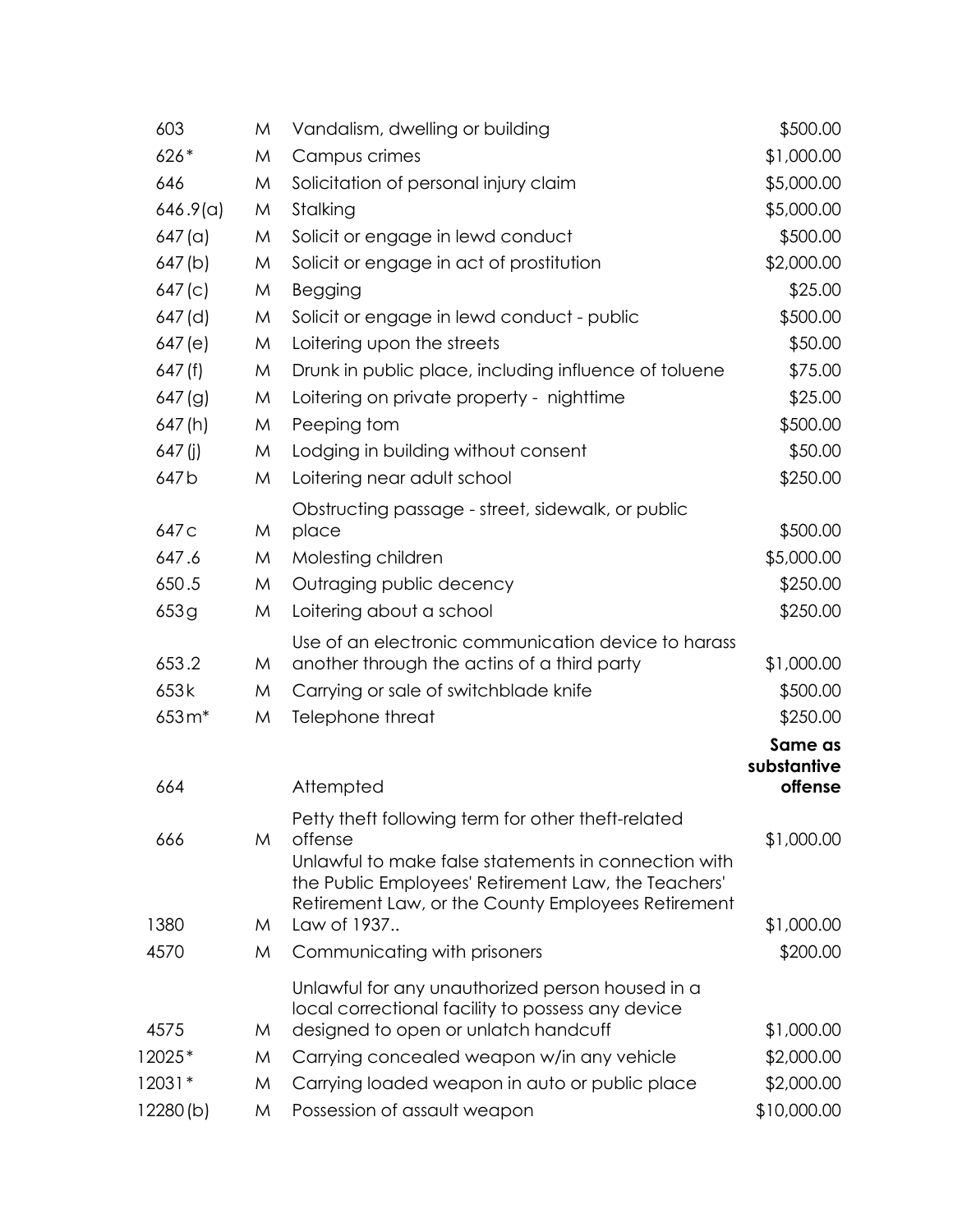| | | | |
|---|---|---|---|
| 603 | M | Vandalism, dwelling or building | $500.00 |
| 626* | M | Campus crimes | $1,000.00 |
| 646 | M | Solicitation of personal injury claim | $5,000.00 |
| 646.9(a) | M | Stalking | $5,000.00 |
| 647(a) | M | Solicit or engage in lewd conduct | $500.00 |
| 647(b) | M | Solicit or engage in act of prostitution | $2,000.00 |
| 647(c) | M | Begging | $25.00 |
| 647(d) | M | Solicit or engage in lewd conduct - public | $500.00 |
| 647(e) | M | Loitering upon the streets | $50.00 |
| 647(f) | M | Drunk in public place, including influence of toluene | $75.00 |
| 647(g) | M | Loitering on private property - nighttime | $25.00 |
| 647(h) | M | Peeping tom | $500.00 |
| 647(j) | M | Lodging in building without consent | $50.00 |
| 647b | M | Loitering near adult school | $250.00 |
| 647c | M | Obstructing passage - street, sidewalk, or public place | $500.00 |
| 647.6 | M | Molesting children | $5,000.00 |
| 650.5 | M | Outraging public decency | $250.00 |
| 653g | M | Loitering about a school | $250.00 |
| 653.2 | M | Use of an electronic communication device to harass another through the actins of a third party | $1,000.00 |
| 653k | M | Carrying or sale of switchblade knife | $500.00 |
| 653m* | M | Telephone threat | $250.00 |
| 664 | | Attempted | **Same as substantive offense** |
| 666 | M | Petty theft following term for other theft-related offense | $1,000.00 |
| 1380 | M | Unlawful to make false statements in connection with the Public Employees' Retirement Law, the Teachers' Retirement Law, or the County Employees Retirement Law of 1937.. | $1,000.00 |
| 4570 | M | Communicating with prisoners | $200.00 |
| 4575 | M | Unlawful for any unauthorized person housed in a local correctional facility to possess any device designed to open or unlatch handcuff | $1,000.00 |
| 12025* | M | Carrying concealed weapon w/in any vehicle | $2,000.00 |
| 12031* | M | Carrying loaded weapon in auto or public place | $2,000.00 |
| 12280(b) | M | Possession of assault weapon | $10,000.00 |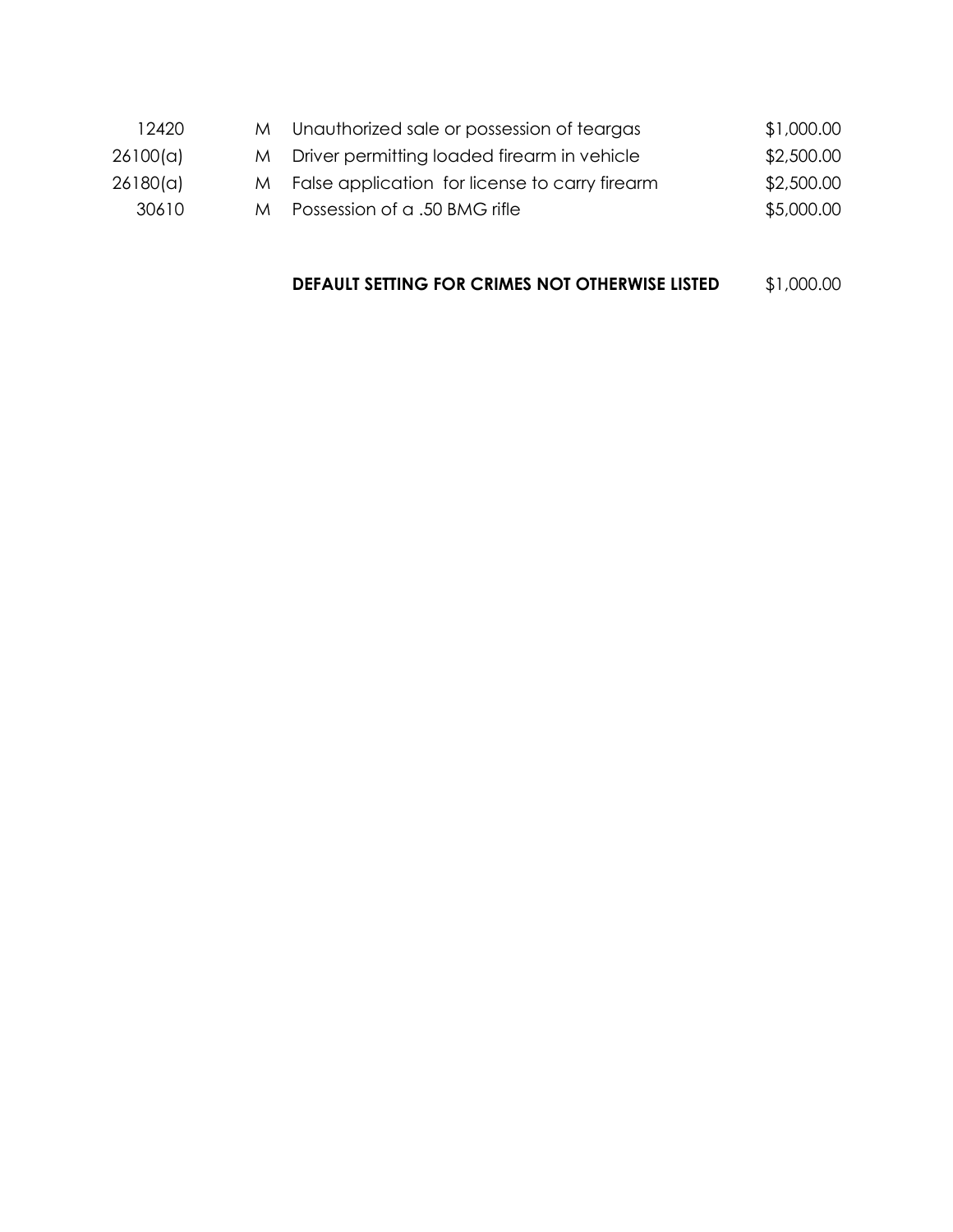| | | | |
|---|---|---|---|
| 12420 | M | Unauthorized sale or possession of teargas | $1,000.00 |
| 26100(a) | M | Driver permitting loaded firearm in vehicle | $2,500.00 |
| 26180(a) | M | False application for license to carry firearm | $2,500.00 |
| 30610 | M | Possession of a .50 BMG rifle | $5,000.00 |
| | | **DEFAULT SETTING FOR CRIMES NOT OTHERWISE LISTED** | $1,000.00 |